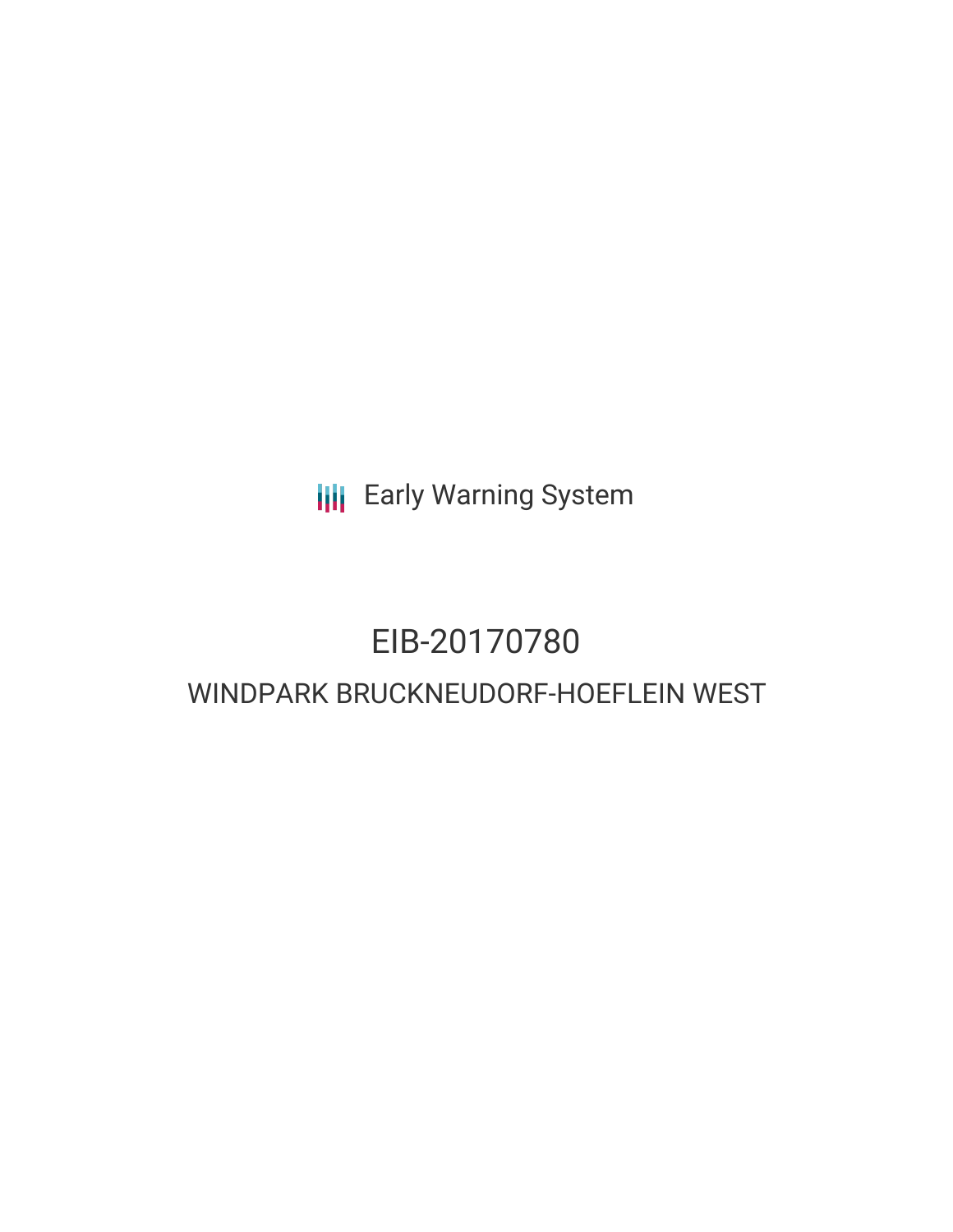Early Warning System

# EIB-20170780

## WINDPARK BRUCKNEUDORF-HOEFLEIN WEST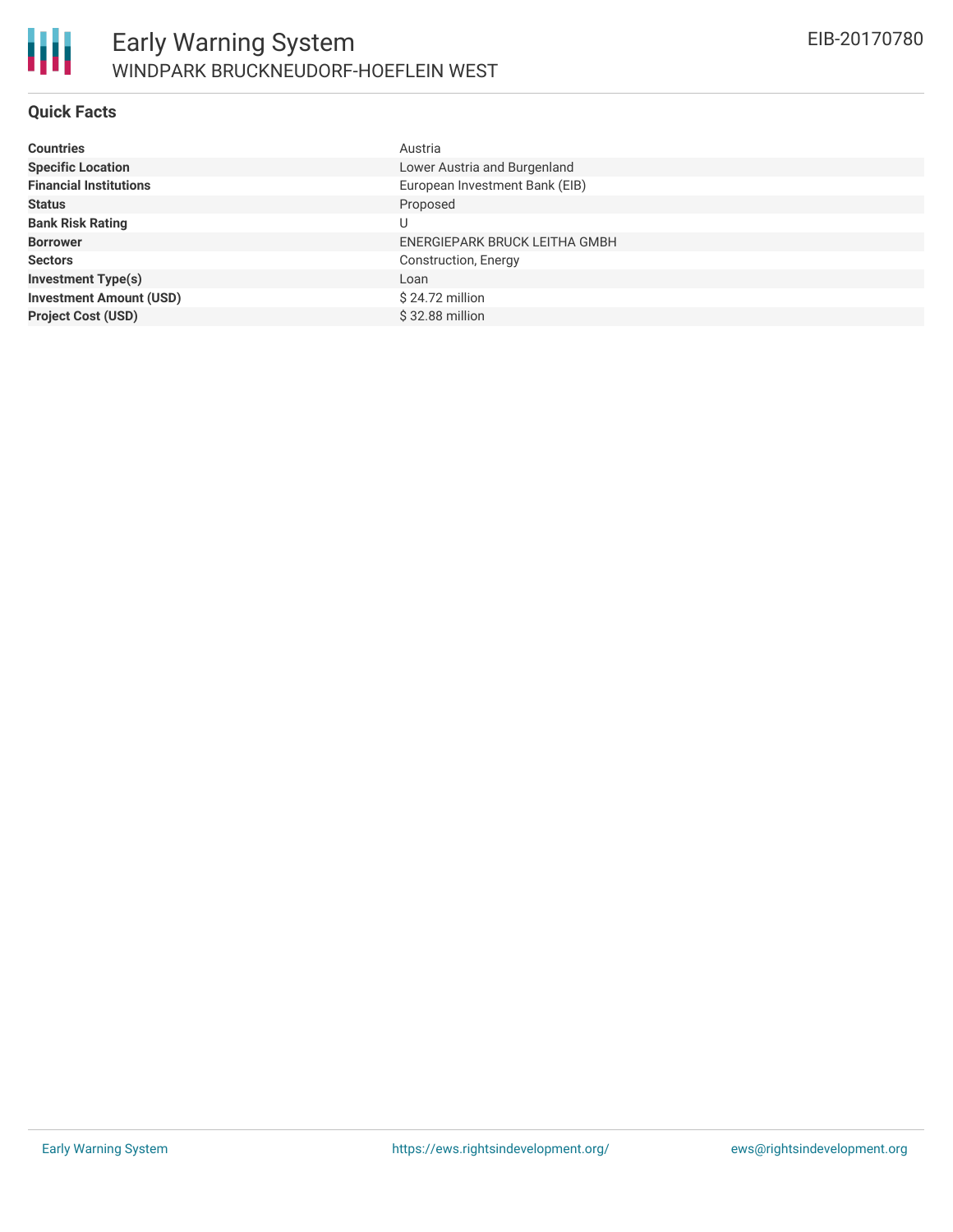## Quick Facts

| | |
|---|---|
| **Countries** | Austria |
| **Specific Location** | Lower Austria and Burgenland |
| **Financial Institutions** | European Investment Bank (EIB) |
| **Status** | Proposed |
| **Bank Risk Rating** | U |
| **Borrower** | ENERGIEPARK BRUCK LEITHA GMBH |
| **Sectors** | Construction, Energy |
| **Investment Type(s)** | Loan |
| **Investment Amount (USD)** | $ 24.72 million |
| **Project Cost (USD)** | $ 32.88 million |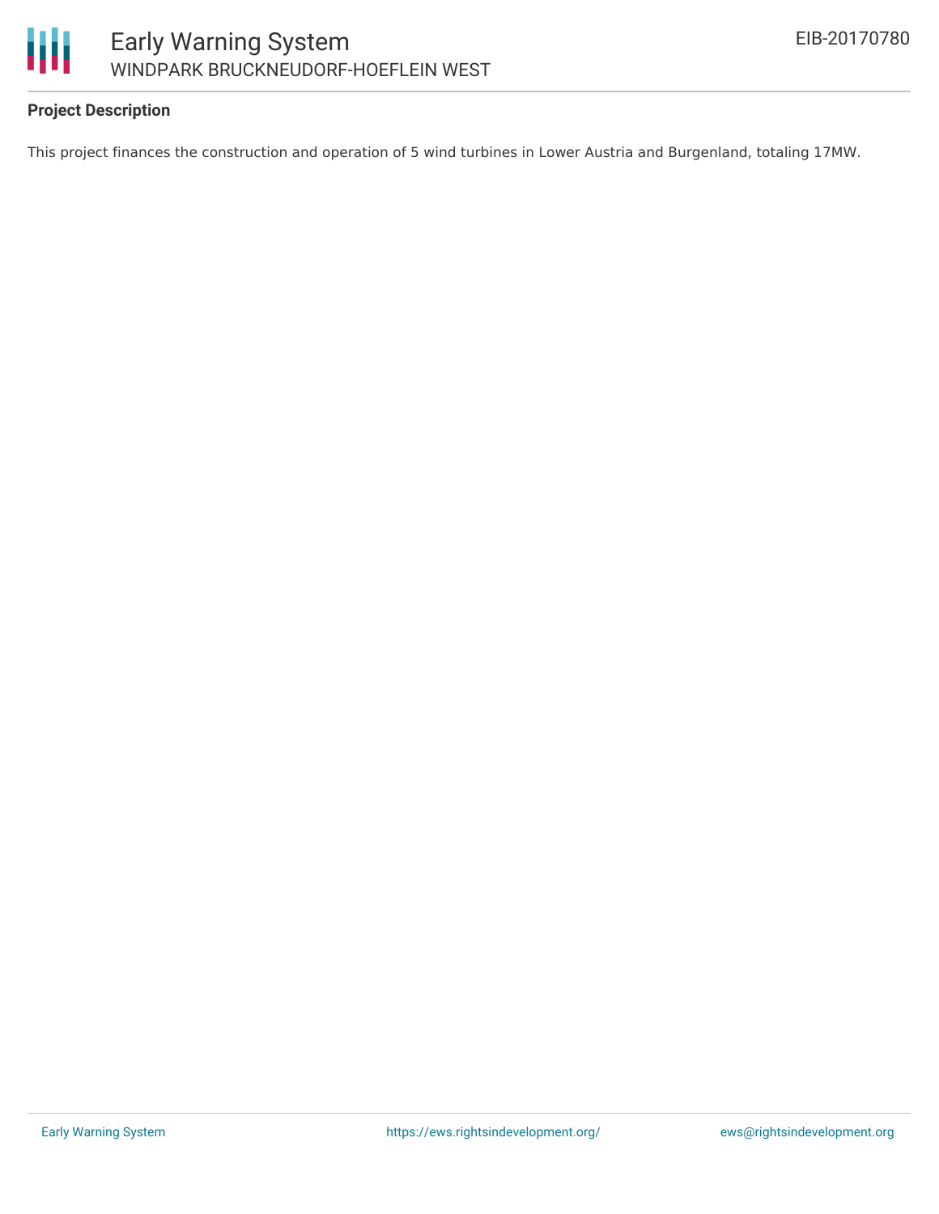**Project Description**

This project finances the construction and operation of 5 wind turbines in Lower Austria and Burgenland, totaling 17MW.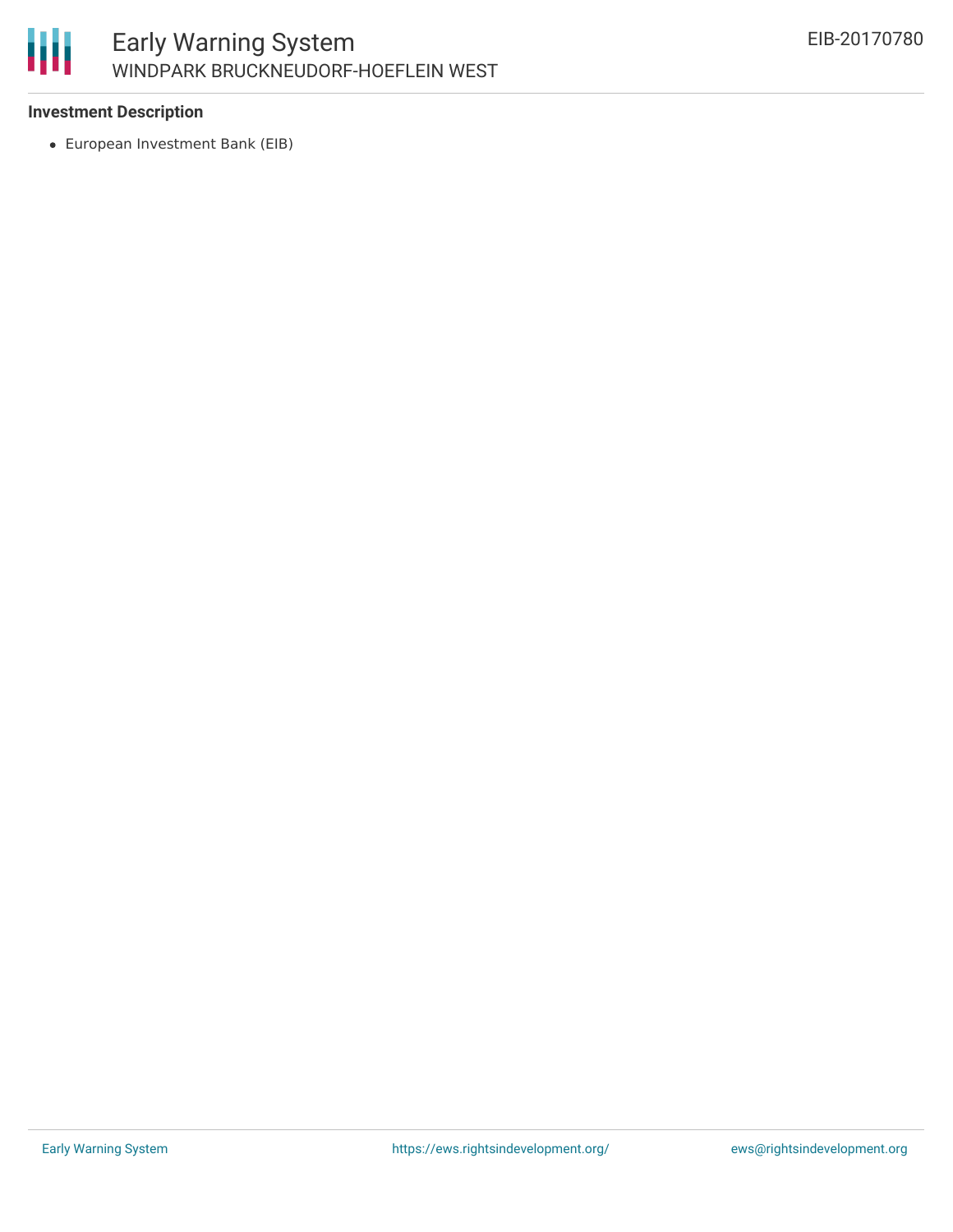**Investment Description**

- European Investment Bank (EIB)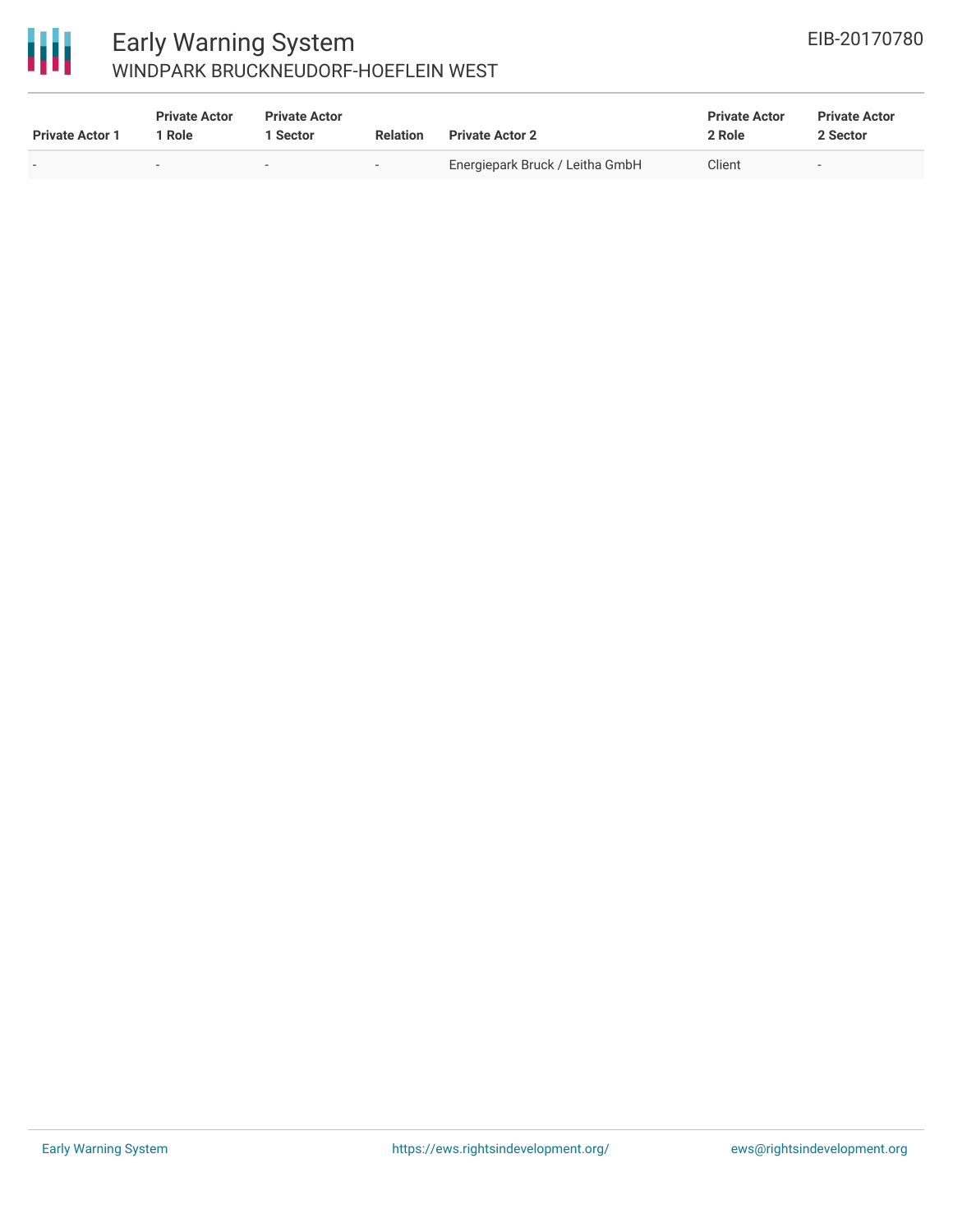| Private Actor 1 | Private Actor 1 Role | Private Actor 1 Sector | Relation | Private Actor 2 | Private Actor 2 Role | Private Actor 2 Sector |
|---|---|---|---|---|---|---|
| - | - | - | - | Energiepark Bruck / Leitha GmbH | Client | - |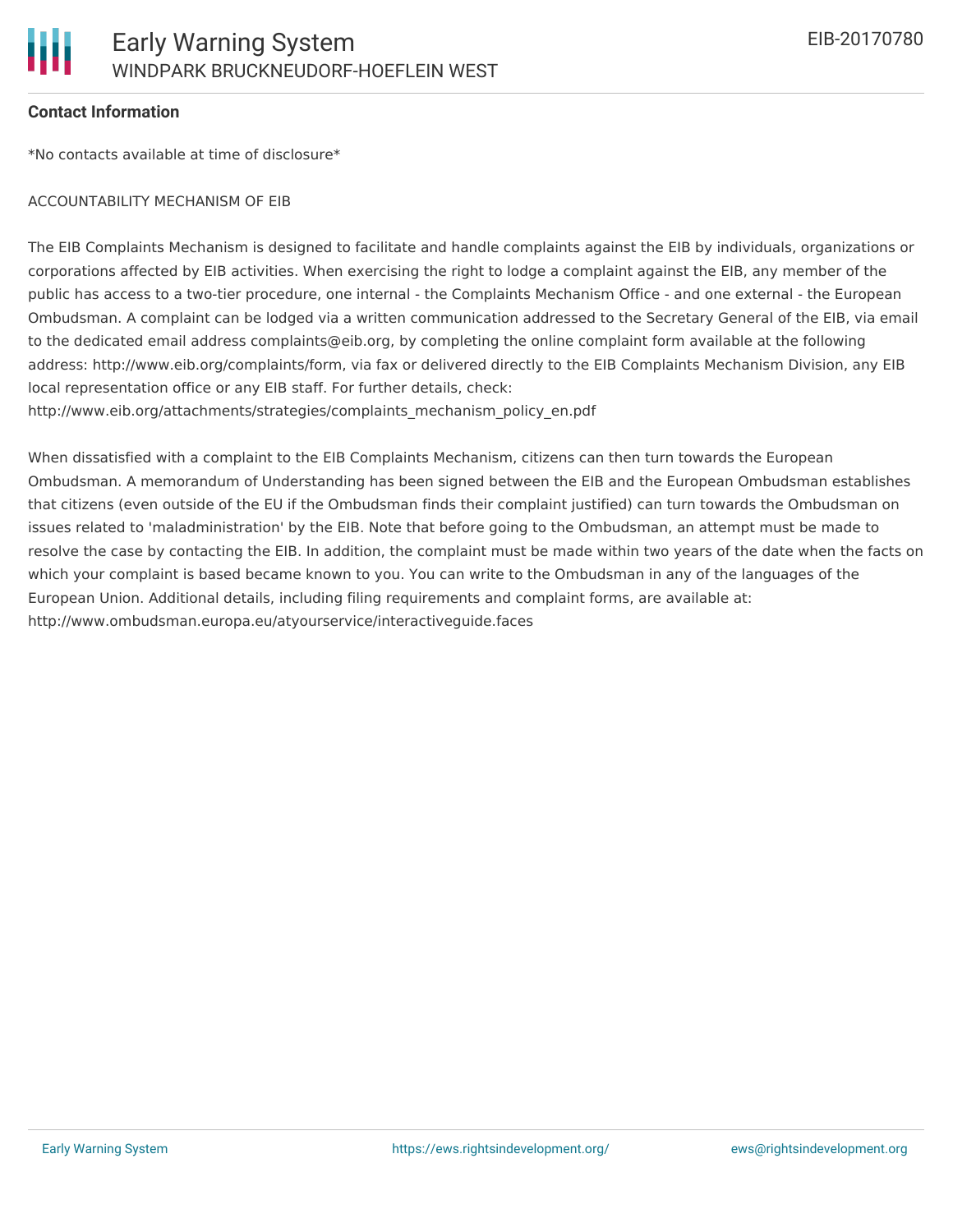**Contact Information**

*No contacts available at time of disclosure*

ACCOUNTABILITY MECHANISM OF EIB

The EIB Complaints Mechanism is designed to facilitate and handle complaints against the EIB by individuals, organizations or corporations affected by EIB activities. When exercising the right to lodge a complaint against the EIB, any member of the public has access to a two-tier procedure, one internal - the Complaints Mechanism Office - and one external - the European Ombudsman. A complaint can be lodged via a written communication addressed to the Secretary General of the EIB, via email to the dedicated email address complaints@eib.org, by completing the online complaint form available at the following address: http://www.eib.org/complaints/form, via fax or delivered directly to the EIB Complaints Mechanism Division, any EIB local representation office or any EIB staff. For further details, check: http://www.eib.org/attachments/strategies/complaints_mechanism_policy_en.pdf

When dissatisfied with a complaint to the EIB Complaints Mechanism, citizens can then turn towards the European Ombudsman. A memorandum of Understanding has been signed between the EIB and the European Ombudsman establishes that citizens (even outside of the EU if the Ombudsman finds their complaint justified) can turn towards the Ombudsman on issues related to 'maladministration' by the EIB. Note that before going to the Ombudsman, an attempt must be made to resolve the case by contacting the EIB. In addition, the complaint must be made within two years of the date when the facts on which your complaint is based became known to you. You can write to the Ombudsman in any of the languages of the European Union. Additional details, including filing requirements and complaint forms, are available at: http://www.ombudsman.europa.eu/atyourservice/interactiveguide.faces